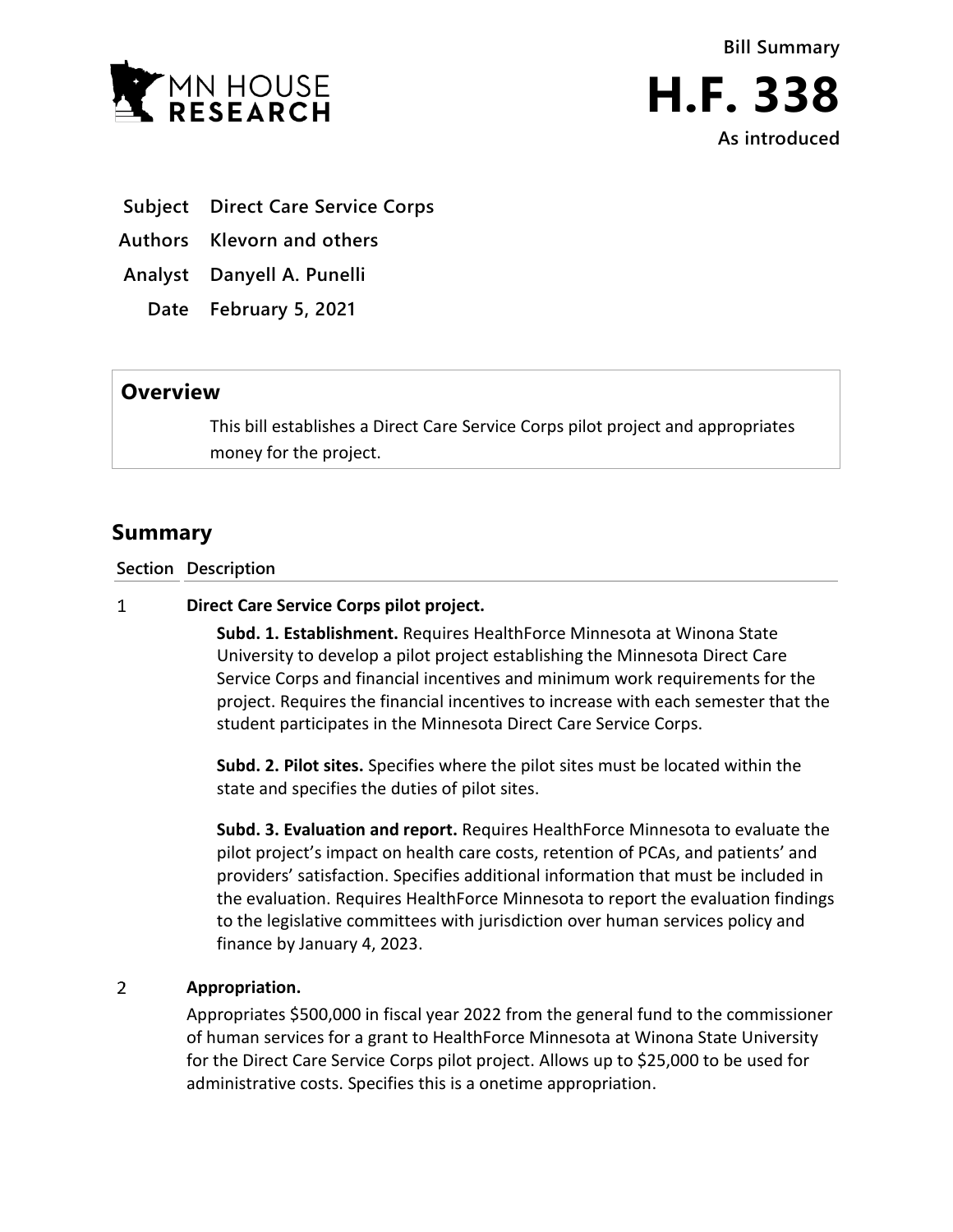MN HOUSE RESEARCH

# Bill Summary

# H.F. 338

**As introduced**

| | |
|---|---|
| **Subject** | **Direct Care Service Corps** |
| **Authors** | **Klevorn and others** |
| **Analyst** | **Danyell A. Punelli** |
| **Date** | **February 5, 2021** |

## Overview

This bill establishes a Direct Care Service Corps pilot project and appropriates money for the project.

## Summary

| Section | Description |
|---|---|
| 1 | **Direct Care Service Corps pilot project.**<br><br>**Subd. 1. Establishment.** Requires HealthForce Minnesota at Winona State University to develop a pilot project establishing the Minnesota Direct Care Service Corps and financial incentives and minimum work requirements for the project. Requires the financial incentives to increase with each semester that the student participates in the Minnesota Direct Care Service Corps.<br><br>**Subd. 2. Pilot sites.** Specifies where the pilot sites must be located within the state and specifies the duties of pilot sites.<br><br>**Subd. 3. Evaluation and report.** Requires HealthForce Minnesota to evaluate the pilot project's impact on health care costs, retention of PCAs, and patients' and providers' satisfaction. Specifies additional information that must be included in the evaluation. Requires HealthForce Minnesota to report the evaluation findings to the legislative committees with jurisdiction over human services policy and finance by January 4, 2023. |
| 2 | **Appropriation.**<br><br>Appropriates $500,000 in fiscal year 2022 from the general fund to the commissioner of human services for a grant to HealthForce Minnesota at Winona State University for the Direct Care Service Corps pilot project. Allows up to $25,000 to be used for administrative costs. Specifies this is a onetime appropriation. |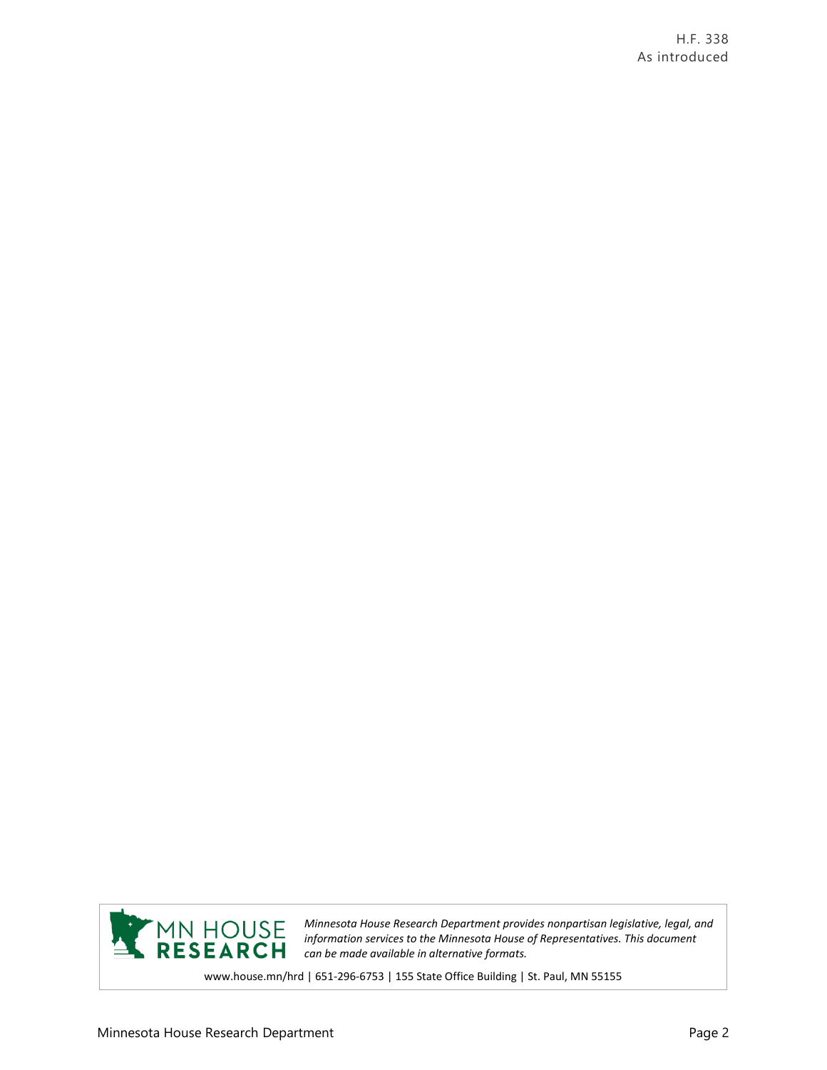MN HOUSE RESEARCH

*Minnesota House Research Department provides nonpartisan legislative, legal, and information services to the Minnesota House of Representatives. This document can be made available in alternative formats.*

www.house.mn/hrd | 651-296-6753 | 155 State Office Building | St. Paul, MN 55155